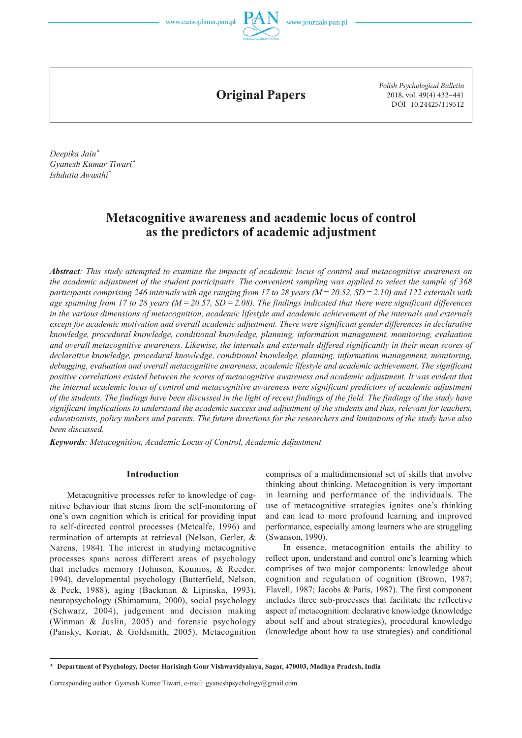# Original Papers

*Polish Psychological Bulletin*
2018, vol. 49(4) 432–441
DOI -10.24425/119512

*Deepika Jain*[*]
*Gyanesh Kumar Tiwari*[*]
*Ishdutta Awasthi*[*]

## Metacognitive awareness and academic locus of control as the predictors of academic adjustment

***Abstract**: This study attempted to examine the impacts of academic locus of control and metacognitive awareness on the academic adjustment of the student participants. The convenient sampling was applied to select the sample of 368 participants comprising 246 internals with age ranging from 17 to 28 years ($M = 20.52$, $SD = 2.10$) and 122 externals with age spanning from 17 to 28 years ($M = 20.57$, $SD = 2.08$). The findings indicated that there were significant differences in the various dimensions of metacognition, academic lifestyle and academic achievement of the internals and externals except for academic motivation and overall academic adjustment. There were significant gender differences in declarative knowledge, procedural knowledge, conditional knowledge, planning, information management, monitoring, evaluation and overall metacognitive awareness. Likewise, the internals and externals differed significantly in their mean scores of declarative knowledge, procedural knowledge, conditional knowledge, planning, information management, monitoring, debugging, evaluation and overall metacognitive awareness, academic lifestyle and academic achievement. The significant positive correlations existed between the scores of metacognitive awareness and academic adjustment. It was evident that the internal academic locus of control and metacognitive awareness were significant predictors of academic adjustment of the students. The findings have been discussed in the light of recent findings of the field. The findings of the study have significant implications to understand the academic success and adjustment of the students and thus, relevant for teachers, educationists, policy makers and parents. The future directions for the researchers and limitations of the study have also been discussed.*

***Keywords**: Metacognition, Academic Locus of Control, Academic Adjustment*

### Introduction

Metacognitive processes refer to knowledge of cognitive behaviour that stems from the self-monitoring of one's own cognition which is critical for providing input to self-directed control processes (Metcalfe, 1996) and termination of attempts at retrieval (Nelson, Gerler, & Narens, 1984). The interest in studying metacognitive processes spans across different areas of psychology that includes memory (Johnson, Kounios, & Reeder, 1994), developmental psychology (Butterfield, Nelson, & Peck, 1988), aging (Backman & Lipinska, 1993), neuropsychology (Shimamura, 2000), social psychology (Schwarz, 2004), judgement and decision making (Winman & Juslin, 2005) and forensic psychology (Pansky, Koriat, & Goldsmith, 2005). Metacognition comprises of a multidimensional set of skills that involve thinking about thinking. Metacognition is very important in learning and performance of the individuals. The use of metacognitive strategies ignites one's thinking and can lead to more profound learning and improved performance, especially among learners who are struggling (Swanson, 1990).

In essence, metacognition entails the ability to reflect upon, understand and control one's learning which comprises of two major components: knowledge about cognition and regulation of cognition (Brown, 1987; Flavell, 1987; Jacobs & Paris, 1987). The first component includes three sub-processes that facilitate the reflective aspect of metacognition: declarative knowledge (knowledge about self and about strategies), procedural knowledge (knowledge about how to use strategies) and conditional

---

[*] **Department of Psychology, Doctor Harisingh Gour Vishwavidyalaya, Sagar, 470003, Madhya Pradesh, India**

Corresponding author: Gyanesh Kumar Tiwari, e-mail: gyaneshpsychology@gmail.com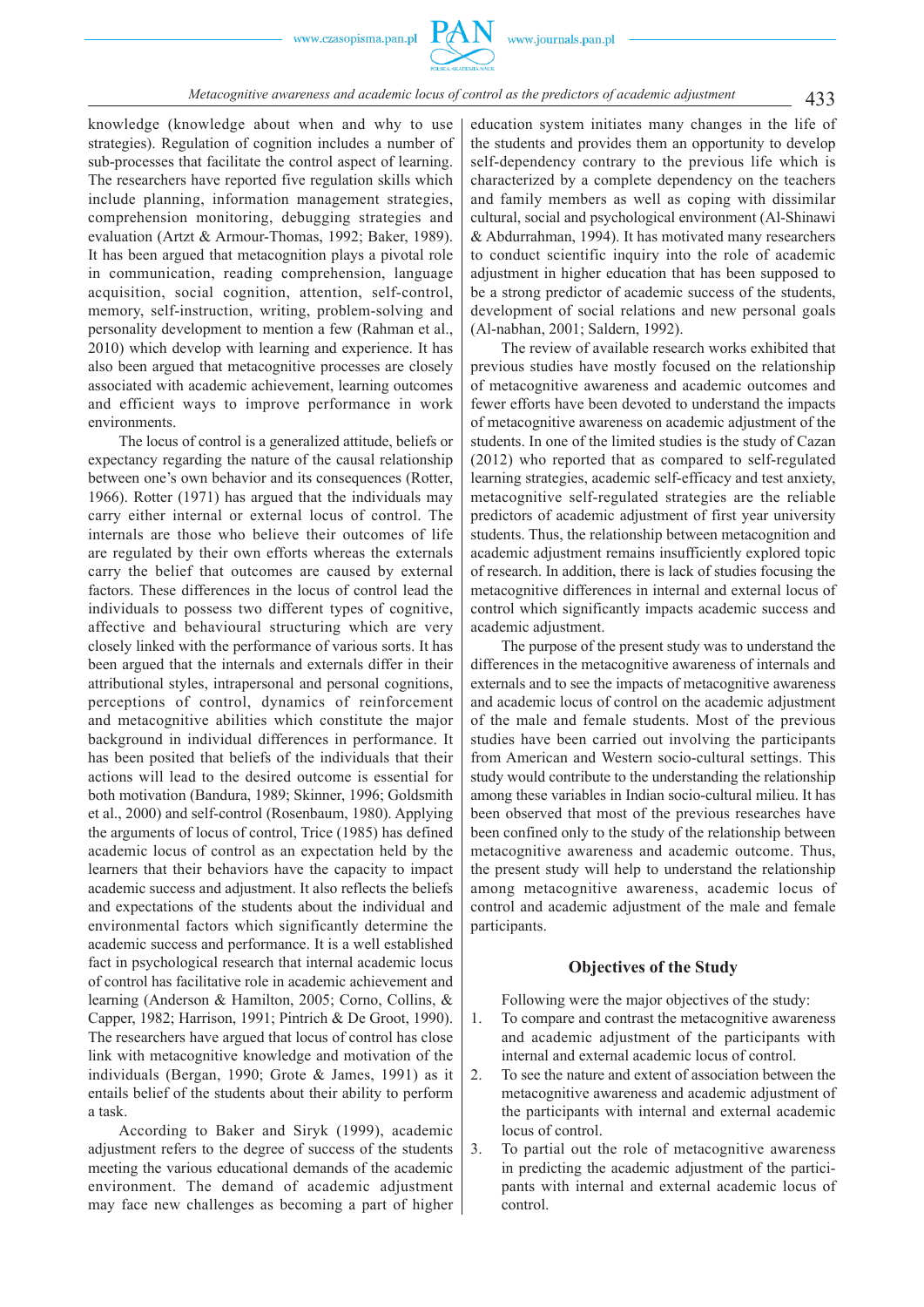knowledge (knowledge about when and why to use strategies). Regulation of cognition includes a number of sub-processes that facilitate the control aspect of learning. The researchers have reported five regulation skills which include planning, information management strategies, comprehension monitoring, debugging strategies and evaluation (Artzt & Armour-Thomas, 1992; Baker, 1989). It has been argued that metacognition plays a pivotal role in communication, reading comprehension, language acquisition, social cognition, attention, self-control, memory, self-instruction, writing, problem-solving and personality development to mention a few (Rahman et al., 2010) which develop with learning and experience. It has also been argued that metacognitive processes are closely associated with academic achievement, learning outcomes and efficient ways to improve performance in work environments.

The locus of control is a generalized attitude, beliefs or expectancy regarding the nature of the causal relationship between one's own behavior and its consequences (Rotter, 1966). Rotter (1971) has argued that the individuals may carry either internal or external locus of control. The internals are those who believe their outcomes of life are regulated by their own efforts whereas the externals carry the belief that outcomes are caused by external factors. These differences in the locus of control lead the individuals to possess two different types of cognitive, affective and behavioural structuring which are very closely linked with the performance of various sorts. It has been argued that the internals and externals differ in their attributional styles, intrapersonal and personal cognitions, perceptions of control, dynamics of reinforcement and metacognitive abilities which constitute the major background in individual differences in performance. It has been posited that beliefs of the individuals that their actions will lead to the desired outcome is essential for both motivation (Bandura, 1989; Skinner, 1996; Goldsmith et al., 2000) and self-control (Rosenbaum, 1980). Applying the arguments of locus of control, Trice (1985) has defined academic locus of control as an expectation held by the learners that their behaviors have the capacity to impact academic success and adjustment. It also reflects the beliefs and expectations of the students about the individual and environmental factors which significantly determine the academic success and performance. It is a well established fact in psychological research that internal academic locus of control has facilitative role in academic achievement and learning (Anderson & Hamilton, 2005; Corno, Collins, & Capper, 1982; Harrison, 1991; Pintrich & De Groot, 1990). The researchers have argued that locus of control has close link with metacognitive knowledge and motivation of the individuals (Bergan, 1990; Grote & James, 1991) as it entails belief of the students about their ability to perform a task.

According to Baker and Siryk (1999), academic adjustment refers to the degree of success of the students meeting the various educational demands of the academic environment. The demand of academic adjustment may face new challenges as becoming a part of higher education system initiates many changes in the life of the students and provides them an opportunity to develop self-dependency contrary to the previous life which is characterized by a complete dependency on the teachers and family members as well as coping with dissimilar cultural, social and psychological environment (Al-Shinawi & Abdurrahman, 1994). It has motivated many researchers to conduct scientific inquiry into the role of academic adjustment in higher education that has been supposed to be a strong predictor of academic success of the students, development of social relations and new personal goals (Al-nabhan, 2001; Saldern, 1992).

The review of available research works exhibited that previous studies have mostly focused on the relationship of metacognitive awareness and academic outcomes and fewer efforts have been devoted to understand the impacts of metacognitive awareness on academic adjustment of the students. In one of the limited studies is the study of Cazan (2012) who reported that as compared to self-regulated learning strategies, academic self-efficacy and test anxiety, metacognitive self-regulated strategies are the reliable predictors of academic adjustment of first year university students. Thus, the relationship between metacognition and academic adjustment remains insufficiently explored topic of research. In addition, there is lack of studies focusing the metacognitive differences in internal and external locus of control which significantly impacts academic success and academic adjustment.

The purpose of the present study was to understand the differences in the metacognitive awareness of internals and externals and to see the impacts of metacognitive awareness and academic locus of control on the academic adjustment of the male and female students. Most of the previous studies have been carried out involving the participants from American and Western socio-cultural settings. This study would contribute to the understanding the relationship among these variables in Indian socio-cultural milieu. It has been observed that most of the previous researches have been confined only to the study of the relationship between metacognitive awareness and academic outcome. Thus, the present study will help to understand the relationship among metacognitive awareness, academic locus of control and academic adjustment of the male and female participants.

## Objectives of the Study

Following were the major objectives of the study:

1. To compare and contrast the metacognitive awareness and academic adjustment of the participants with internal and external academic locus of control.
2. To see the nature and extent of association between the metacognitive awareness and academic adjustment of the participants with internal and external academic locus of control.
3. To partial out the role of metacognitive awareness in predicting the academic adjustment of the participants with internal and external academic locus of control.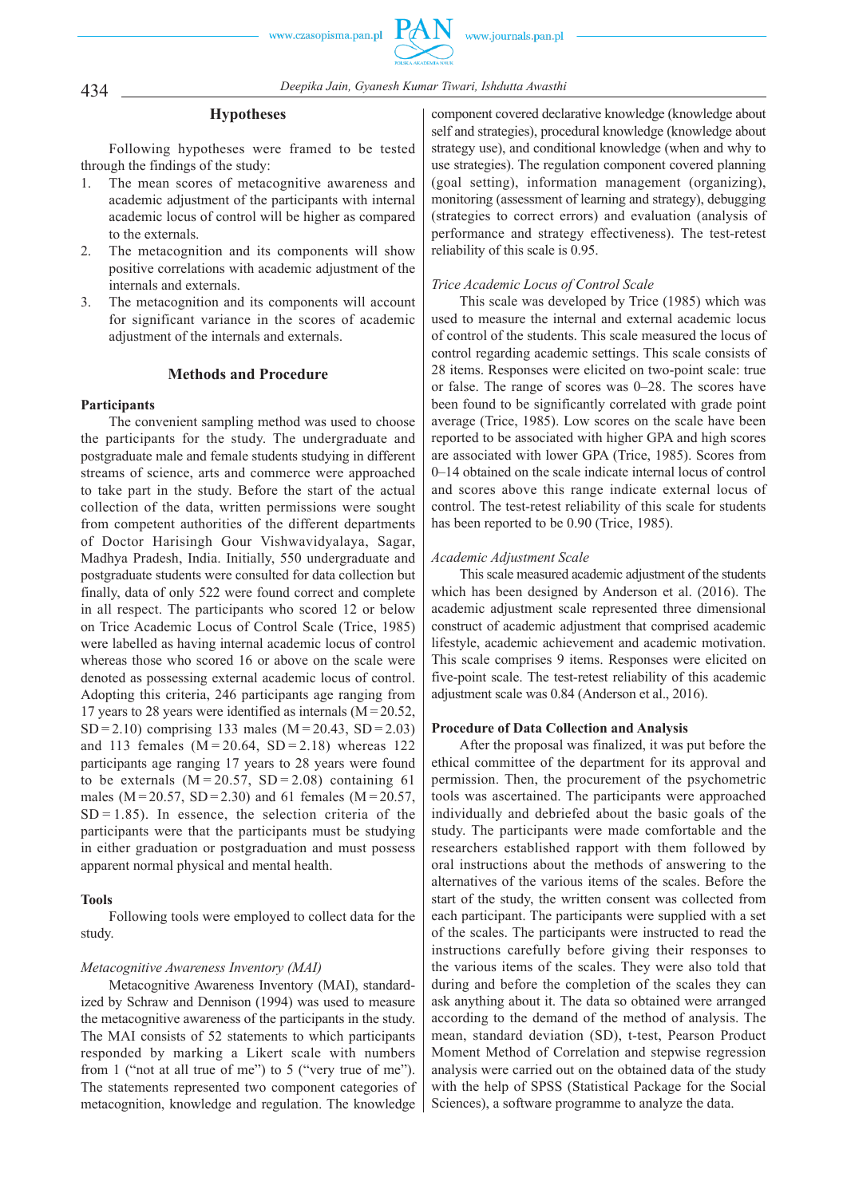## Hypotheses

Following hypotheses were framed to be tested through the findings of the study:

1. The mean scores of metacognitive awareness and academic adjustment of the participants with internal academic locus of control will be higher as compared to the externals.
2. The metacognition and its components will show positive correlations with academic adjustment of the internals and externals.
3. The metacognition and its components will account for significant variance in the scores of academic adjustment of the internals and externals.

## Methods and Procedure

### Participants

The convenient sampling method was used to choose the participants for the study. The undergraduate and postgraduate male and female students studying in different streams of science, arts and commerce were approached to take part in the study. Before the start of the actual collection of the data, written permissions were sought from competent authorities of the different departments of Doctor Harisingh Gour Vishwavidyalaya, Sagar, Madhya Pradesh, India. Initially, 550 undergraduate and postgraduate students were consulted for data collection but finally, data of only 522 were found correct and complete in all respect. The participants who scored 12 or below on Trice Academic Locus of Control Scale (Trice, 1985) were labelled as having internal academic locus of control whereas those who scored 16 or above on the scale were denoted as possessing external academic locus of control. Adopting this criteria, 246 participants age ranging from 17 years to 28 years were identified as internals ($M = 20.52$, $SD = 2.10$) comprising 133 males ($M = 20.43$, $SD = 2.03$) and 113 females ($M = 20.64$, $SD = 2.18$) whereas 122 participants age ranging 17 years to 28 years were found to be externals ($M = 20.57$, $SD = 2.08$) containing 61 males ($M = 20.57$, $SD = 2.30$) and 61 females ($M = 20.57$, $SD = 1.85$). In essence, the selection criteria of the participants were that the participants must be studying in either graduation or postgraduation and must possess apparent normal physical and mental health.

### Tools

Following tools were employed to collect data for the study.

*Metacognitive Awareness Inventory (MAI)*

Metacognitive Awareness Inventory (MAI), standardized by Schraw and Dennison (1994) was used to measure the metacognitive awareness of the participants in the study. The MAI consists of 52 statements to which participants responded by marking a Likert scale with numbers from 1 ("not at all true of me") to 5 ("very true of me"). The statements represented two component categories of metacognition, knowledge and regulation. The knowledge component covered declarative knowledge (knowledge about self and strategies), procedural knowledge (knowledge about strategy use), and conditional knowledge (when and why to use strategies). The regulation component covered planning (goal setting), information management (organizing), monitoring (assessment of learning and strategy), debugging (strategies to correct errors) and evaluation (analysis of performance and strategy effectiveness). The test-retest reliability of this scale is 0.95.

*Trice Academic Locus of Control Scale*

This scale was developed by Trice (1985) which was used to measure the internal and external academic locus of control of the students. This scale measured the locus of control regarding academic settings. This scale consists of 28 items. Responses were elicited on two-point scale: true or false. The range of scores was 0–28. The scores have been found to be significantly correlated with grade point average (Trice, 1985). Low scores on the scale have been reported to be associated with higher GPA and high scores are associated with lower GPA (Trice, 1985). Scores from 0–14 obtained on the scale indicate internal locus of control and scores above this range indicate external locus of control. The test-retest reliability of this scale for students has been reported to be 0.90 (Trice, 1985).

*Academic Adjustment Scale*

This scale measured academic adjustment of the students which has been designed by Anderson et al. (2016). The academic adjustment scale represented three dimensional construct of academic adjustment that comprised academic lifestyle, academic achievement and academic motivation. This scale comprises 9 items. Responses were elicited on five-point scale. The test-retest reliability of this academic adjustment scale was 0.84 (Anderson et al., 2016).

### Procedure of Data Collection and Analysis

After the proposal was finalized, it was put before the ethical committee of the department for its approval and permission. Then, the procurement of the psychometric tools was ascertained. The participants were approached individually and debriefed about the basic goals of the study. The participants were made comfortable and the researchers established rapport with them followed by oral instructions about the methods of answering to the alternatives of the various items of the scales. Before the start of the study, the written consent was collected from each participant. The participants were supplied with a set of the scales. The participants were instructed to read the instructions carefully before giving their responses to the various items of the scales. They were also told that during and before the completion of the scales they can ask anything about it. The data so obtained were arranged according to the demand of the method of analysis. The mean, standard deviation (SD), t-test, Pearson Product Moment Method of Correlation and stepwise regression analysis were carried out on the obtained data of the study with the help of SPSS (Statistical Package for the Social Sciences), a software programme to analyze the data.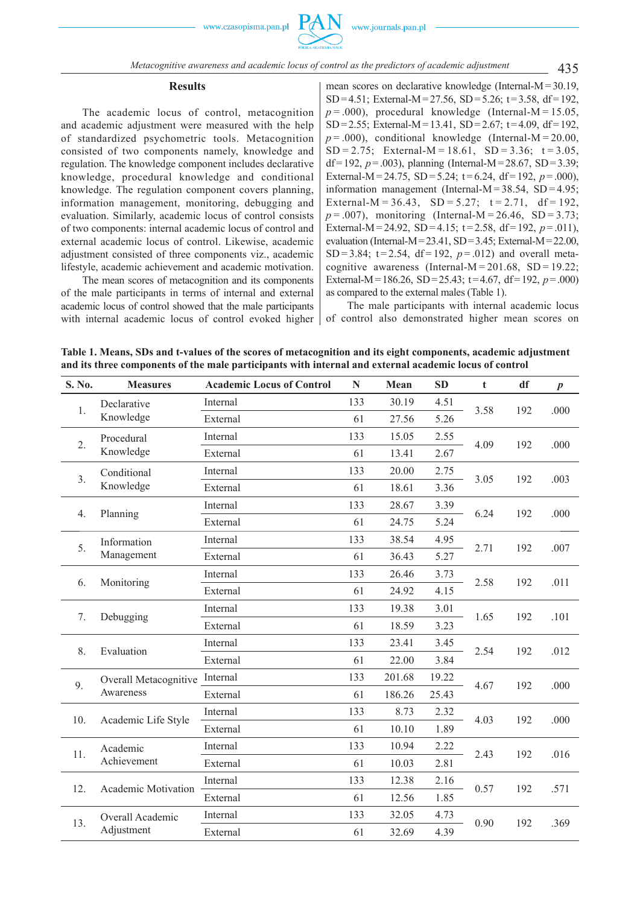## Results

The academic locus of control, metacognition and academic adjustment were measured with the help of standardized psychometric tools. Metacognition consisted of two components namely, knowledge and regulation. The knowledge component includes declarative knowledge, procedural knowledge and conditional knowledge. The regulation component covers planning, information management, monitoring, debugging and evaluation. Similarly, academic locus of control consists of two components: internal academic locus of control and external academic locus of control. Likewise, academic adjustment consisted of three components viz., academic lifestyle, academic achievement and academic motivation.

The mean scores of metacognition and its components of the male participants in terms of internal and external academic locus of control showed that the male participants with internal academic locus of control evoked higher mean scores on declarative knowledge (Internal-M = 30.19, SD = 4.51; External-M = 27.56, SD = 5.26; t = 3.58, df = 192, $p = .000$), procedural knowledge (Internal-M = 15.05, SD = 2.55; External-M = 13.41, SD = 2.67; t = 4.09, df = 192, $p = .000$), conditional knowledge (Internal-M = 20.00, SD = 2.75; External-M = 18.61, SD = 3.36; t = 3.05, df = 192, $p = .003$), planning (Internal-M = 28.67, SD = 3.39; External-M = 24.75, SD = 5.24; t = 6.24, df = 192, $p = .000$), information management (Internal-M = 38.54, SD = 4.95; External-M = 36.43, SD = 5.27; t = 2.71, df = 192, $p = .007$), monitoring (Internal-M = 26.46, SD = 3.73; External-M = 24.92, SD = 4.15; t = 2.58, df = 192, $p = .011$), evaluation (Internal-M = 23.41, SD = 3.45; External-M = 22.00, SD = 3.84; t = 2.54, df = 192, $p = .012$) and overall metacognitive awareness (Internal-M = 201.68, SD = 19.22; External-M = 186.26, SD = 25.43; t = 4.67, df = 192, $p = .000$) as compared to the external males (Table 1).

The male participants with internal academic locus of control also demonstrated higher mean scores on

**Table 1. Means, SDs and t-values of the scores of metacognition and its eight components, academic adjustment and its three components of the male participants with internal and external academic locus of control**

| S. No. | Measures | Academic Locus of Control | N | Mean | SD | t | df | $p$ |
|---|---|---|---|---|---|---|---|---|
| 1. | Declarative Knowledge | Internal | 133 | 30.19 | 4.51 | 3.58 | 192 | .000 |
| | | External | 61 | 27.56 | 5.26 | | | |
| 2. | Procedural Knowledge | Internal | 133 | 15.05 | 2.55 | 4.09 | 192 | .000 |
| | | External | 61 | 13.41 | 2.67 | | | |
| 3. | Conditional Knowledge | Internal | 133 | 20.00 | 2.75 | 3.05 | 192 | .003 |
| | | External | 61 | 18.61 | 3.36 | | | |
| 4. | Planning | Internal | 133 | 28.67 | 3.39 | 6.24 | 192 | .000 |
| | | External | 61 | 24.75 | 5.24 | | | |
| 5. | Information Management | Internal | 133 | 38.54 | 4.95 | 2.71 | 192 | .007 |
| | | External | 61 | 36.43 | 5.27 | | | |
| 6. | Monitoring | Internal | 133 | 26.46 | 3.73 | 2.58 | 192 | .011 |
| | | External | 61 | 24.92 | 4.15 | | | |
| 7. | Debugging | Internal | 133 | 19.38 | 3.01 | 1.65 | 192 | .101 |
| | | External | 61 | 18.59 | 3.23 | | | |
| 8. | Evaluation | Internal | 133 | 23.41 | 3.45 | 2.54 | 192 | .012 |
| | | External | 61 | 22.00 | 3.84 | | | |
| 9. | Overall Metacognitive Awareness | Internal | 133 | 201.68 | 19.22 | 4.67 | 192 | .000 |
| | | External | 61 | 186.26 | 25.43 | | | |
| 10. | Academic Life Style | Internal | 133 | 8.73 | 2.32 | 4.03 | 192 | .000 |
| | | External | 61 | 10.10 | 1.89 | | | |
| 11. | Academic Achievement | Internal | 133 | 10.94 | 2.22 | 2.43 | 192 | .016 |
| | | External | 61 | 10.03 | 2.81 | | | |
| 12. | Academic Motivation | Internal | 133 | 12.38 | 2.16 | 0.57 | 192 | .571 |
| | | External | 61 | 12.56 | 1.85 | | | |
| 13. | Overall Academic Adjustment | Internal | 133 | 32.05 | 4.73 | 0.90 | 192 | .369 |
| | | External | 61 | 32.69 | 4.39 | | | |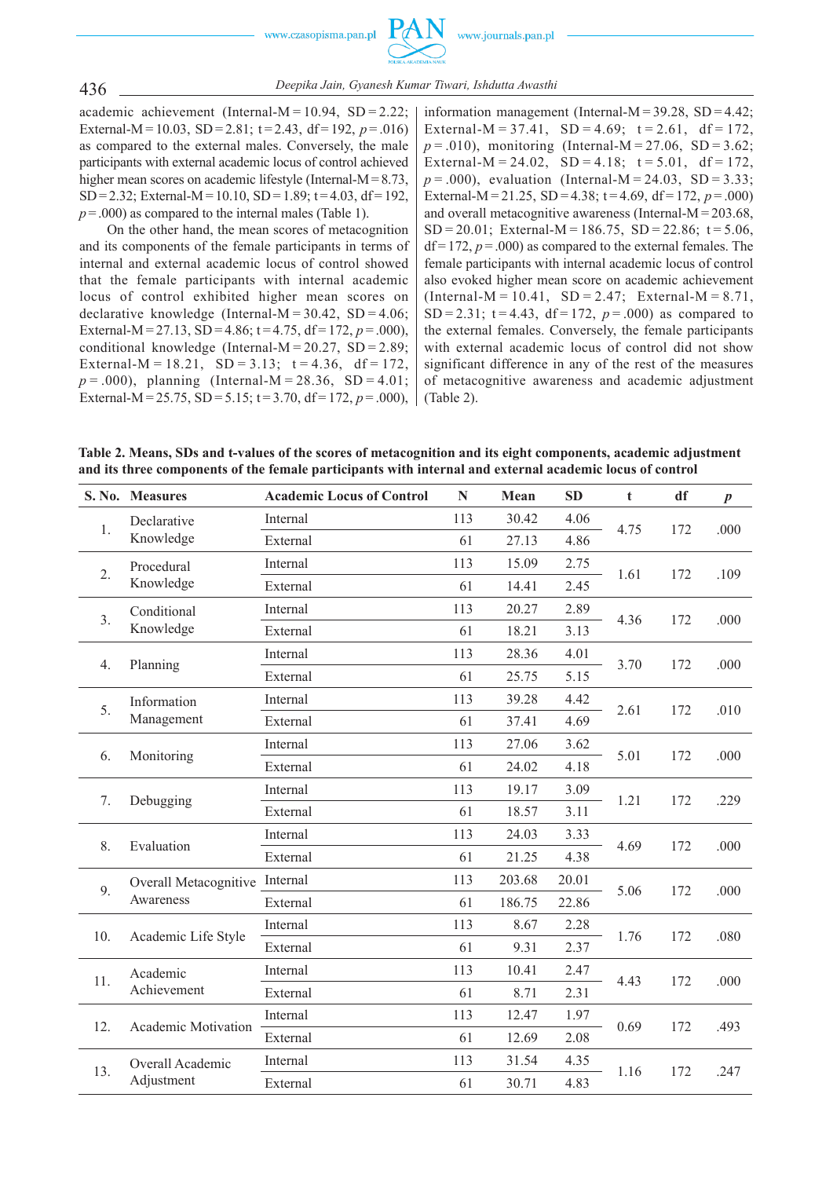academic achievement (Internal-M = 10.94, SD = 2.22; External-M = 10.03, SD = 2.81; t = 2.43, df = 192, $p$ = .016) as compared to the external males. Conversely, the male participants with external academic locus of control achieved higher mean scores on academic lifestyle (Internal-M = 8.73, SD = 2.32; External-M = 10.10, SD = 1.89; t = 4.03, df = 192, $p$ = .000) as compared to the internal males (Table 1).

On the other hand, the mean scores of metacognition and its components of the female participants in terms of internal and external academic locus of control showed that the female participants with internal academic locus of control exhibited higher mean scores on declarative knowledge (Internal-M = 30.42, SD = 4.06; External-M = 27.13, SD = 4.86; t = 4.75, df = 172, $p$ = .000), conditional knowledge (Internal-M = 20.27, SD = 2.89; External-M = 18.21, SD = 3.13; t = 4.36, df = 172, $p$ = .000), planning (Internal-M = 28.36, SD = 4.01; External-M = 25.75, SD = 5.15; t = 3.70, df = 172, $p$ = .000), information management (Internal-M = 39.28, SD = 4.42; External-M = 37.41, SD = 4.69; t = 2.61, df = 172, $p$ = .010), monitoring (Internal-M = 27.06, SD = 3.62; External-M = 24.02, SD = 4.18; t = 5.01, df = 172, $p$ = .000), evaluation (Internal-M = 24.03, SD = 3.33; External-M = 21.25, SD = 4.38; t = 4.69, df = 172, $p$ = .000) and overall metacognitive awareness (Internal-M = 203.68, SD = 20.01; External-M = 186.75, SD = 22.86; t = 5.06, df = 172, $p$ = .000) as compared to the external females. The female participants with internal academic locus of control also evoked higher mean score on academic achievement (Internal-M = 10.41, SD = 2.47; External-M = 8.71, SD = 2.31; t = 4.43, df = 172, $p$ = .000) as compared to the external females. Conversely, the female participants with external academic locus of control did not show significant difference in any of the rest of the measures of metacognitive awareness and academic adjustment (Table 2).

**Table 2. Means, SDs and t-values of the scores of metacognition and its eight components, academic adjustment and its three components of the female participants with internal and external academic locus of control**

| S. No. | Measures | Academic Locus of Control | N | Mean | SD | t | df | *p* |
|---|---|---|---|---|---|---|---|---|
| 1. | Declarative Knowledge | Internal | 113 | 30.42 | 4.06 | 4.75 | 172 | .000 |
| | | External | 61 | 27.13 | 4.86 | | | |
| 2. | Procedural Knowledge | Internal | 113 | 15.09 | 2.75 | 1.61 | 172 | .109 |
| | | External | 61 | 14.41 | 2.45 | | | |
| 3. | Conditional Knowledge | Internal | 113 | 20.27 | 2.89 | 4.36 | 172 | .000 |
| | | External | 61 | 18.21 | 3.13 | | | |
| 4. | Planning | Internal | 113 | 28.36 | 4.01 | 3.70 | 172 | .000 |
| | | External | 61 | 25.75 | 5.15 | | | |
| 5. | Information Management | Internal | 113 | 39.28 | 4.42 | 2.61 | 172 | .010 |
| | | External | 61 | 37.41 | 4.69 | | | |
| 6. | Monitoring | Internal | 113 | 27.06 | 3.62 | 5.01 | 172 | .000 |
| | | External | 61 | 24.02 | 4.18 | | | |
| 7. | Debugging | Internal | 113 | 19.17 | 3.09 | 1.21 | 172 | .229 |
| | | External | 61 | 18.57 | 3.11 | | | |
| 8. | Evaluation | Internal | 113 | 24.03 | 3.33 | 4.69 | 172 | .000 |
| | | External | 61 | 21.25 | 4.38 | | | |
| 9. | Overall Metacognitive Awareness | Internal | 113 | 203.68 | 20.01 | 5.06 | 172 | .000 |
| | | External | 61 | 186.75 | 22.86 | | | |
| 10. | Academic Life Style | Internal | 113 | 8.67 | 2.28 | 1.76 | 172 | .080 |
| | | External | 61 | 9.31 | 2.37 | | | |
| 11. | Academic Achievement | Internal | 113 | 10.41 | 2.47 | 4.43 | 172 | .000 |
| | | External | 61 | 8.71 | 2.31 | | | |
| 12. | Academic Motivation | Internal | 113 | 12.47 | 1.97 | 0.69 | 172 | .493 |
| | | External | 61 | 12.69 | 2.08 | | | |
| 13. | Overall Academic Adjustment | Internal | 113 | 31.54 | 4.35 | 1.16 | 172 | .247 |
| | | External | 61 | 30.71 | 4.83 | | | |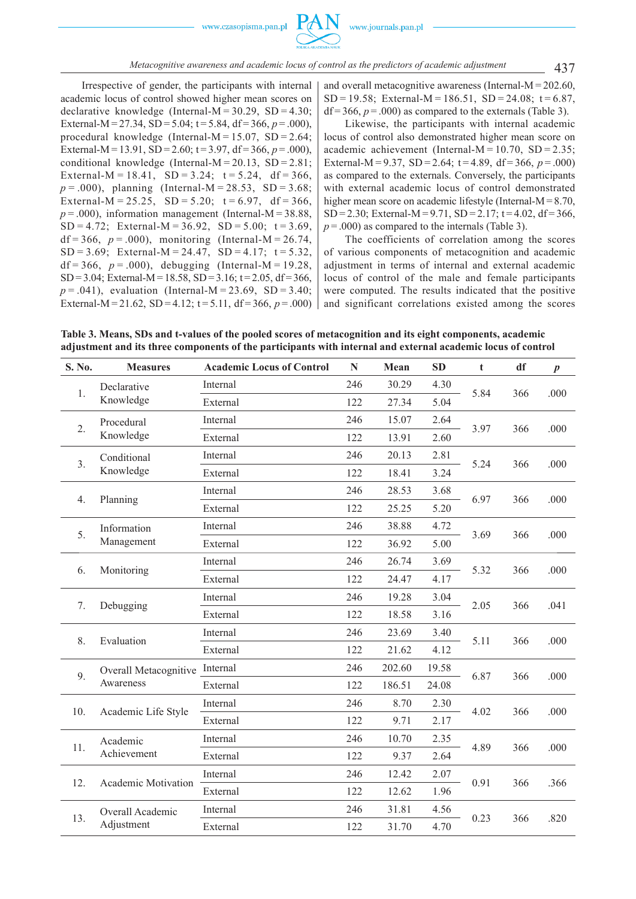Irrespective of gender, the participants with internal academic locus of control showed higher mean scores on declarative knowledge (Internal-M = 30.29, SD = 4.30; External-M = 27.34, SD = 5.04; t = 5.84, df = 366, $p$ = .000), procedural knowledge (Internal-M = 15.07, SD = 2.64; External-M = 13.91, SD = 2.60; t = 3.97, df = 366, $p$ = .000), conditional knowledge (Internal-M = 20.13, SD = 2.81; External-M = 18.41, SD = 3.24; t = 5.24, df = 366, $p$ = .000), planning (Internal-M = 28.53, SD = 3.68; External-M = 25.25, SD = 5.20; t = 6.97, df = 366, $p$ = .000), information management (Internal-M = 38.88, SD = 4.72; External-M = 36.92, SD = 5.00; t = 3.69, df = 366, $p$ = .000), monitoring (Internal-M = 26.74, SD = 3.69; External-M = 24.47, SD = 4.17; t = 5.32, df = 366, $p$ = .000), debugging (Internal-M = 19.28, SD = 3.04; External-M = 18.58, SD = 3.16; t = 2.05, df = 366, $p$ = .041), evaluation (Internal-M = 23.69, SD = 3.40; External-M = 21.62, SD = 4.12; t = 5.11, df = 366, $p$ = .000) and overall metacognitive awareness (Internal-M = 202.60, SD = 19.58; External-M = 186.51, SD = 24.08; t = 6.87, df = 366, $p$ = .000) as compared to the externals (Table 3).

Likewise, the participants with internal academic locus of control also demonstrated higher mean score on academic achievement (Internal-M = 10.70, SD = 2.35; External-M = 9.37, SD = 2.64; t = 4.89, df = 366, $p$ = .000) as compared to the externals. Conversely, the participants with external academic locus of control demonstrated higher mean score on academic lifestyle (Internal-M = 8.70, SD = 2.30; External-M = 9.71, SD = 2.17; t = 4.02, df = 366, $p$ = .000) as compared to the internals (Table 3).

The coefficients of correlation among the scores of various components of metacognition and academic adjustment in terms of internal and external academic locus of control of the male and female participants were computed. The results indicated that the positive and significant correlations existed among the scores

**Table 3. Means, SDs and t-values of the pooled scores of metacognition and its eight components, academic adjustment and its three components of the participants with internal and external academic locus of control**

| S. No. | Measures | Academic Locus of Control | N | Mean | SD | t | df | $p$ |
|---|---|---|---|---|---|---|---|---|
| 1. | Declarative Knowledge | Internal | 246 | 30.29 | 4.30 | 5.84 | 366 | .000 |
| | | External | 122 | 27.34 | 5.04 | | | |
| 2. | Procedural Knowledge | Internal | 246 | 15.07 | 2.64 | 3.97 | 366 | .000 |
| | | External | 122 | 13.91 | 2.60 | | | |
| 3. | Conditional Knowledge | Internal | 246 | 20.13 | 2.81 | 5.24 | 366 | .000 |
| | | External | 122 | 18.41 | 3.24 | | | |
| 4. | Planning | Internal | 246 | 28.53 | 3.68 | 6.97 | 366 | .000 |
| | | External | 122 | 25.25 | 5.20 | | | |
| 5. | Information Management | Internal | 246 | 38.88 | 4.72 | 3.69 | 366 | .000 |
| | | External | 122 | 36.92 | 5.00 | | | |
| 6. | Monitoring | Internal | 246 | 26.74 | 3.69 | 5.32 | 366 | .000 |
| | | External | 122 | 24.47 | 4.17 | | | |
| 7. | Debugging | Internal | 246 | 19.28 | 3.04 | 2.05 | 366 | .041 |
| | | External | 122 | 18.58 | 3.16 | | | |
| 8. | Evaluation | Internal | 246 | 23.69 | 3.40 | 5.11 | 366 | .000 |
| | | External | 122 | 21.62 | 4.12 | | | |
| 9. | Overall Metacognitive Awareness | Internal | 246 | 202.60 | 19.58 | 6.87 | 366 | .000 |
| | | External | 122 | 186.51 | 24.08 | | | |
| 10. | Academic Life Style | Internal | 246 | 8.70 | 2.30 | 4.02 | 366 | .000 |
| | | External | 122 | 9.71 | 2.17 | | | |
| 11. | Academic Achievement | Internal | 246 | 10.70 | 2.35 | 4.89 | 366 | .000 |
| | | External | 122 | 9.37 | 2.64 | | | |
| 12. | Academic Motivation | Internal | 246 | 12.42 | 2.07 | 0.91 | 366 | .366 |
| | | External | 122 | 12.62 | 1.96 | | | |
| 13. | Overall Academic Adjustment | Internal | 246 | 31.81 | 4.56 | 0.23 | 366 | .820 |
| | | External | 122 | 31.70 | 4.70 | | | |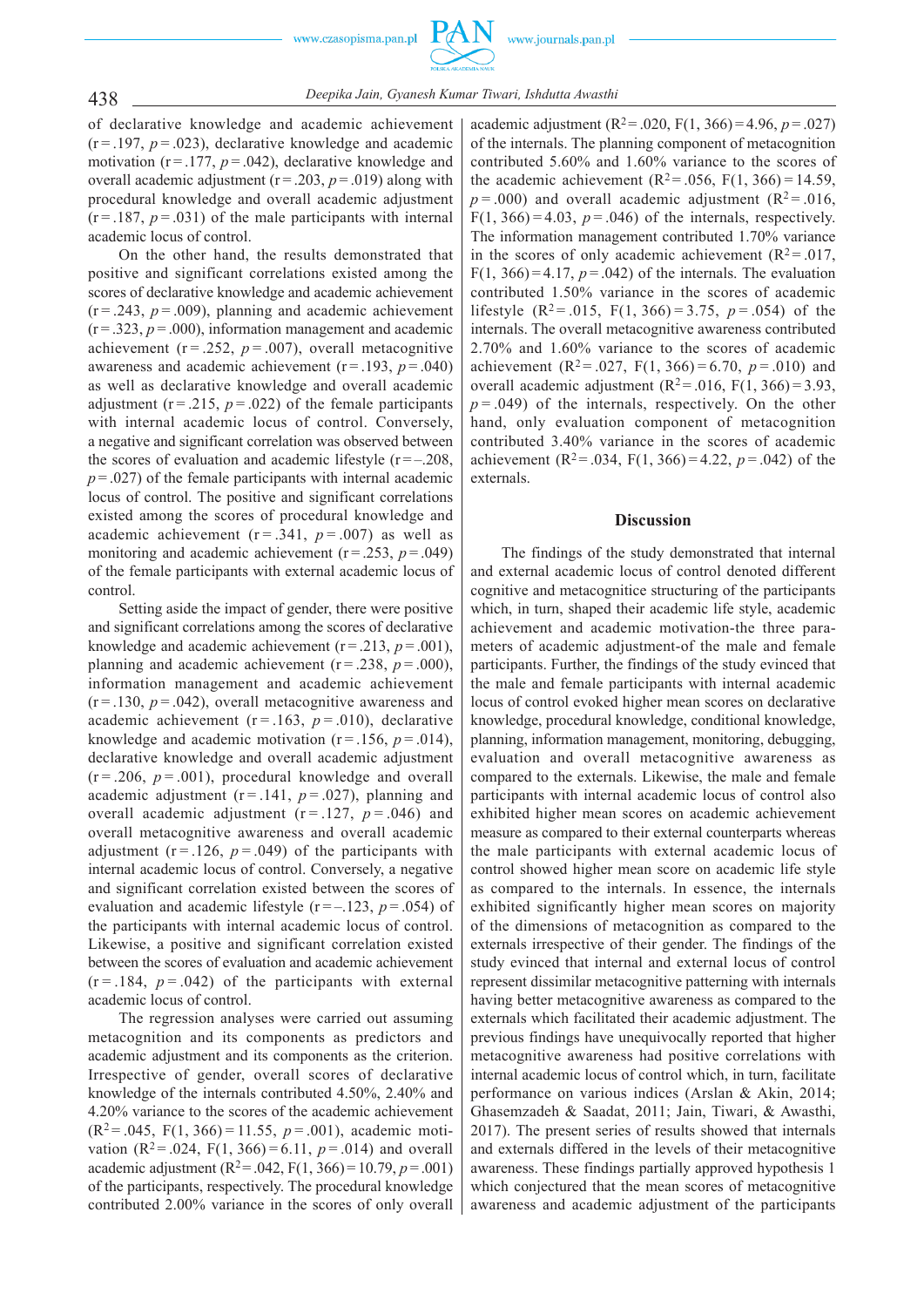of declarative knowledge and academic achievement ($r = .197$, $p = .023$), declarative knowledge and academic motivation ($r = .177$, $p = .042$), declarative knowledge and overall academic adjustment ($r = .203$, $p = .019$) along with procedural knowledge and overall academic adjustment ($r = .187$, $p = .031$) of the male participants with internal academic locus of control.

On the other hand, the results demonstrated that positive and significant correlations existed among the scores of declarative knowledge and academic achievement ($r = .243$, $p = .009$), planning and academic achievement ($r = .323$, $p = .000$), information management and academic achievement ($r = .252$, $p = .007$), overall metacognitive awareness and academic achievement ($r = .193$, $p = .040$) as well as declarative knowledge and overall academic adjustment ($r = .215$, $p = .022$) of the female participants with internal academic locus of control. Conversely, a negative and significant correlation was observed between the scores of evaluation and academic lifestyle ($r = -.208$, $p = .027$) of the female participants with internal academic locus of control. The positive and significant correlations existed among the scores of procedural knowledge and academic achievement ($r = .341$, $p = .007$) as well as monitoring and academic achievement ($r = .253$, $p = .049$) of the female participants with external academic locus of control.

Setting aside the impact of gender, there were positive and significant correlations among the scores of declarative knowledge and academic achievement ($r = .213$, $p = .001$), planning and academic achievement ($r = .238$, $p = .000$), information management and academic achievement ($r = .130$, $p = .042$), overall metacognitive awareness and academic achievement ($r = .163$, $p = .010$), declarative knowledge and academic motivation ($r = .156$, $p = .014$), declarative knowledge and overall academic adjustment ($r = .206$, $p = .001$), procedural knowledge and overall academic adjustment ($r = .141$, $p = .027$), planning and overall academic adjustment ($r = .127$, $p = .046$) and overall metacognitive awareness and overall academic adjustment ($r = .126$, $p = .049$) of the participants with internal academic locus of control. Conversely, a negative and significant correlation existed between the scores of evaluation and academic lifestyle ($r = -.123$, $p = .054$) of the participants with internal academic locus of control. Likewise, a positive and significant correlation existed between the scores of evaluation and academic achievement ($r = .184$, $p = .042$) of the participants with external academic locus of control.

The regression analyses were carried out assuming metacognition and its components as predictors and academic adjustment and its components as the criterion. Irrespective of gender, overall scores of declarative knowledge of the internals contributed 4.50%, 2.40% and 4.20% variance to the scores of the academic achievement ($R^2 = .045$, $F(1, 366) = 11.55$, $p = .001$), academic motivation ($R^2 = .024$, $F(1, 366) = 6.11$, $p = .014$) and overall academic adjustment ($R^2 = .042$, $F(1, 366) = 10.79$, $p = .001$) of the participants, respectively. The procedural knowledge contributed 2.00% variance in the scores of only overall academic adjustment ($R^2 = .020$, $F(1, 366) = 4.96$, $p = .027$) of the internals. The planning component of metacognition contributed 5.60% and 1.60% variance to the scores of the academic achievement ($R^2 = .056$, $F(1, 366) = 14.59$, $p = .000$) and overall academic adjustment ($R^2 = .016$, $F(1, 366) = 4.03$, $p = .046$) of the internals, respectively. The information management contributed 1.70% variance in the scores of only academic achievement ($R^2 = .017$, $F(1, 366) = 4.17$, $p = .042$) of the internals. The evaluation contributed 1.50% variance in the scores of academic lifestyle ($R^2 = .015$, $F(1, 366) = 3.75$, $p = .054$) of the internals. The overall metacognitive awareness contributed 2.70% and 1.60% variance to the scores of academic achievement ($R^2 = .027$, $F(1, 366) = 6.70$, $p = .010$) and overall academic adjustment ($R^2 = .016$, $F(1, 366) = 3.93$, $p = .049$) of the internals, respectively. On the other hand, only evaluation component of metacognition contributed 3.40% variance in the scores of academic achievement ($R^2 = .034$, $F(1, 366) = 4.22$, $p = .042$) of the externals.

## Discussion

The findings of the study demonstrated that internal and external academic locus of control denoted different cognitive and metacognitive structuring of the participants which, in turn, shaped their academic life style, academic achievement and academic motivation-the three parameters of academic adjustment-of the male and female participants. Further, the findings of the study evinced that the male and female participants with internal academic locus of control evoked higher mean scores on declarative knowledge, procedural knowledge, conditional knowledge, planning, information management, monitoring, debugging, evaluation and overall metacognitive awareness as compared to the externals. Likewise, the male and female participants with internal academic locus of control also exhibited higher mean scores on academic achievement measure as compared to their external counterparts whereas the male participants with external academic locus of control showed higher mean score on academic life style as compared to the internals. In essence, the internals exhibited significantly higher mean scores on majority of the dimensions of metacognition as compared to the externals irrespective of their gender. The findings of the study evinced that internal and external locus of control represent dissimilar metacognitive patterning with internals having better metacognitive awareness as compared to the externals which facilitated their academic adjustment. The previous findings have unequivocally reported that higher metacognitive awareness had positive correlations with internal academic locus of control which, in turn, facilitate performance on various indices (Arslan & Akin, 2014; Ghasemzadeh & Saadat, 2011; Jain, Tiwari, & Awasthi, 2017). The present series of results showed that internals and externals differed in the levels of their metacognitive awareness. These findings partially approved hypothesis 1 which conjectured that the mean scores of metacognitive awareness and academic adjustment of the participants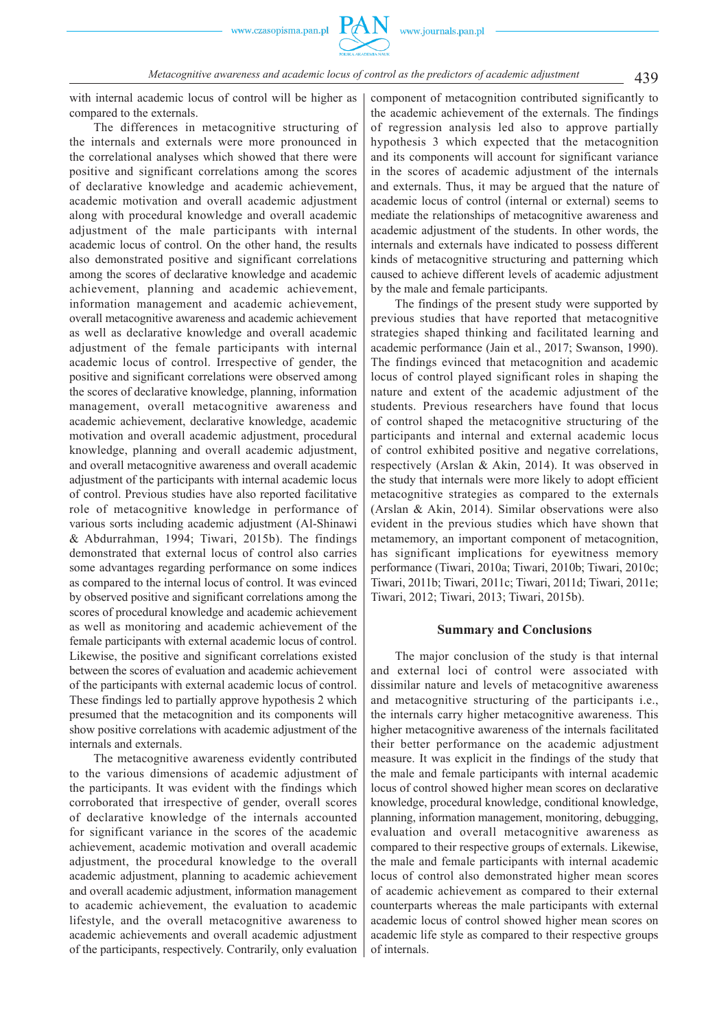with internal academic locus of control will be higher as compared to the externals.

The differences in metacognitive structuring of the internals and externals were more pronounced in the correlational analyses which showed that there were positive and significant correlations among the scores of declarative knowledge and academic achievement, academic motivation and overall academic adjustment along with procedural knowledge and overall academic adjustment of the male participants with internal academic locus of control. On the other hand, the results also demonstrated positive and significant correlations among the scores of declarative knowledge and academic achievement, planning and academic achievement, information management and academic achievement, overall metacognitive awareness and academic achievement as well as declarative knowledge and overall academic adjustment of the female participants with internal academic locus of control. Irrespective of gender, the positive and significant correlations were observed among the scores of declarative knowledge, planning, information management, overall metacognitive awareness and academic achievement, declarative knowledge, academic motivation and overall academic adjustment, procedural knowledge, planning and overall academic adjustment, and overall metacognitive awareness and overall academic adjustment of the participants with internal academic locus of control. Previous studies have also reported facilitative role of metacognitive knowledge in performance of various sorts including academic adjustment (Al-Shinawi & Abdurrahman, 1994; Tiwari, 2015b). The findings demonstrated that external locus of control also carries some advantages regarding performance on some indices as compared to the internal locus of control. It was evinced by observed positive and significant correlations among the scores of procedural knowledge and academic achievement as well as monitoring and academic achievement of the female participants with external academic locus of control. Likewise, the positive and significant correlations existed between the scores of evaluation and academic achievement of the participants with external academic locus of control. These findings led to partially approve hypothesis 2 which presumed that the metacognition and its components will show positive correlations with academic adjustment of the internals and externals.

The metacognitive awareness evidently contributed to the various dimensions of academic adjustment of the participants. It was evident with the findings which corroborated that irrespective of gender, overall scores of declarative knowledge of the internals accounted for significant variance in the scores of the academic achievement, academic motivation and overall academic adjustment, the procedural knowledge to the overall academic adjustment, planning to academic achievement and overall academic adjustment, information management to academic achievement, the evaluation to academic lifestyle, and the overall metacognitive awareness to academic achievements and overall academic adjustment of the participants, respectively. Contrarily, only evaluation component of metacognition contributed significantly to the academic achievement of the externals. The findings of regression analysis led also to approve partially hypothesis 3 which expected that the metacognition and its components will account for significant variance in the scores of academic adjustment of the internals and externals. Thus, it may be argued that the nature of academic locus of control (internal or external) seems to mediate the relationships of metacognitive awareness and academic adjustment of the students. In other words, the internals and externals have indicated to possess different kinds of metacognitive structuring and patterning which caused to achieve different levels of academic adjustment by the male and female participants.

The findings of the present study were supported by previous studies that have reported that metacognitive strategies shaped thinking and facilitated learning and academic performance (Jain et al., 2017; Swanson, 1990). The findings evinced that metacognition and academic locus of control played significant roles in shaping the nature and extent of the academic adjustment of the students. Previous researchers have found that locus of control shaped the metacognitive structuring of the participants and internal and external academic locus of control exhibited positive and negative correlations, respectively (Arslan & Akin, 2014). It was observed in the study that internals were more likely to adopt efficient metacognitive strategies as compared to the externals (Arslan & Akin, 2014). Similar observations were also evident in the previous studies which have shown that metamemory, an important component of metacognition, has significant implications for eyewitness memory performance (Tiwari, 2010a; Tiwari, 2010b; Tiwari, 2010c; Tiwari, 2011b; Tiwari, 2011c; Tiwari, 2011d; Tiwari, 2011e; Tiwari, 2012; Tiwari, 2013; Tiwari, 2015b).

## Summary and Conclusions

The major conclusion of the study is that internal and external loci of control were associated with dissimilar nature and levels of metacognitive awareness and metacognitive structuring of the participants i.e., the internals carry higher metacognitive awareness. This higher metacognitive awareness of the internals facilitated their better performance on the academic adjustment measure. It was explicit in the findings of the study that the male and female participants with internal academic locus of control showed higher mean scores on declarative knowledge, procedural knowledge, conditional knowledge, planning, information management, monitoring, debugging, evaluation and overall metacognitive awareness as compared to their respective groups of externals. Likewise, the male and female participants with internal academic locus of control also demonstrated higher mean scores of academic achievement as compared to their external counterparts whereas the male participants with external academic locus of control showed higher mean scores on academic life style as compared to their respective groups of internals.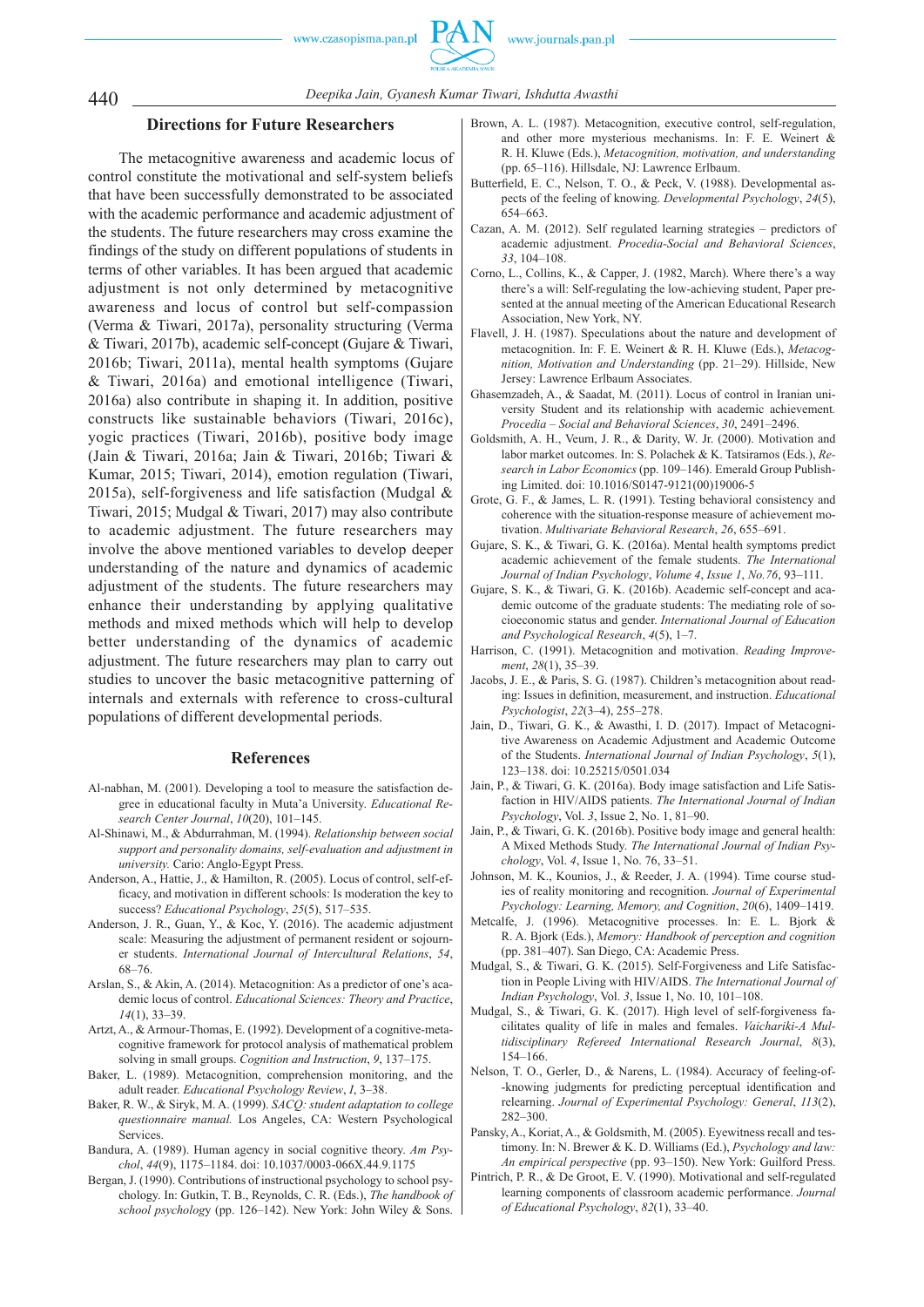## Directions for Future Researchers

The metacognitive awareness and academic locus of control constitute the motivational and self-system beliefs that have been successfully demonstrated to be associated with the academic performance and academic adjustment of the students. The future researchers may cross examine the findings of the study on different populations of students in terms of other variables. It has been argued that academic adjustment is not only determined by metacognitive awareness and locus of control but self-compassion (Verma & Tiwari, 2017a), personality structuring (Verma & Tiwari, 2017b), academic self-concept (Gujare & Tiwari, 2016b; Tiwari, 2011a), mental health symptoms (Gujare & Tiwari, 2016a) and emotional intelligence (Tiwari, 2016a) also contribute in shaping it. In addition, positive constructs like sustainable behaviors (Tiwari, 2016c), yogic practices (Tiwari, 2016b), positive body image (Jain & Tiwari, 2016a; Jain & Tiwari, 2016b; Tiwari & Kumar, 2015; Tiwari, 2014), emotion regulation (Tiwari, 2015a), self-forgiveness and life satisfaction (Mudgal & Tiwari, 2015; Mudgal & Tiwari, 2017) may also contribute to academic adjustment. The future researchers may involve the above mentioned variables to develop deeper understanding of the nature and dynamics of academic adjustment of the students. The future researchers may enhance their understanding by applying qualitative methods and mixed methods which will help to develop better understanding of the dynamics of academic adjustment. The future researchers may plan to carry out studies to uncover the basic metacognitive patterning of internals and externals with reference to cross-cultural populations of different developmental periods.

## References

Al-nabhan, M. (2001). Developing a tool to measure the satisfaction degree in educational faculty in Muta'a University. *Educational Research Center Journal*, *10*(20), 101–145.

Al-Shinawi, M., & Abdurrahman, M. (1994). *Relationship between social support and personality domains, self-evaluation and adjustment in university.* Cario: Anglo-Egypt Press.

Anderson, A., Hattie, J., & Hamilton, R. (2005). Locus of control, self-efficacy, and motivation in different schools: Is moderation the key to success? *Educational Psychology*, *25*(5), 517–535.

Anderson, J. R., Guan, Y., & Koc, Y. (2016). The academic adjustment scale: Measuring the adjustment of permanent resident or sojourner students. *International Journal of Intercultural Relations*, *54*, 68–76.

Arslan, S., & Akin, A. (2014). Metacognition: As a predictor of one's academic locus of control. *Educational Sciences: Theory and Practice*, *14*(1), 33–39.

Artzt, A., & Armour-Thomas, E. (1992). Development of a cognitive-metacognitive framework for protocol analysis of mathematical problem solving in small groups. *Cognition and Instruction*, *9*, 137–175.

Baker, L. (1989). Metacognition, comprehension monitoring, and the adult reader. *Educational Psychology Review*, *1*, 3–38.

Baker, R. W., & Siryk, M. A. (1999). *SACQ: student adaptation to college questionnaire manual.* Los Angeles, CA: Western Psychological Services.

Bandura, A. (1989). Human agency in social cognitive theory. *Am Psychol*, *44*(9), 1175–1184. doi: 10.1037/0003-066X.44.9.1175

Bergan, J. (1990). Contributions of instructional psychology to school psychology. In: Gutkin, T. B., Reynolds, C. R. (Eds.), *The handbook of school psychology* (pp. 126–142). New York: John Wiley & Sons.

Brown, A. L. (1987). Metacognition, executive control, self-regulation, and other more mysterious mechanisms. In: F. E. Weinert & R. H. Kluwe (Eds.), *Metacognition, motivation, and understanding* (pp. 65–116). Hillsdale, NJ: Lawrence Erlbaum.

Butterfield, E. C., Nelson, T. O., & Peck, V. (1988). Developmental aspects of the feeling of knowing. *Developmental Psychology*, *24*(5), 654–663.

Cazan, A. M. (2012). Self regulated learning strategies – predictors of academic adjustment. *Procedia-Social and Behavioral Sciences*, *33*, 104–108.

Corno, L., Collins, K., & Capper, J. (1982, March). Where there's a way there's a will: Self-regulating the low-achieving student, Paper presented at the annual meeting of the American Educational Research Association, New York, NY.

Flavell, J. H. (1987). Speculations about the nature and development of metacognition. In: F. E. Weinert & R. H. Kluwe (Eds.), *Metacognition, Motivation and Understanding* (pp. 21–29). Hillside, New Jersey: Lawrence Erlbaum Associates.

Ghasemzadeh, A., & Saadat, M. (2011). Locus of control in Iranian university Student and its relationship with academic achievement. *Procedia – Social and Behavioral Sciences*, *30*, 2491–2496.

Goldsmith, A. H., Veum, J. R., & Darity, W. Jr. (2000). Motivation and labor market outcomes. In: S. Polachek & K. Tatsiramos (Eds.), *Research in Labor Economics* (pp. 109–146). Emerald Group Publishing Limited. doi: 10.1016/S0147-9121(00)19006-5

Grote, G. F., & James, L. R. (1991). Testing behavioral consistency and coherence with the situation-response measure of achievement motivation. *Multivariate Behavioral Research*, *26*, 655–691.

Gujare, S. K., & Tiwari, G. K. (2016a). Mental health symptoms predict academic achievement of the female students. *The International Journal of Indian Psychology*, *Volume 4*, *Issue 1*, *No.76*, 93–111.

Gujare, S. K., & Tiwari, G. K. (2016b). Academic self-concept and academic outcome of the graduate students: The mediating role of socioeconomic status and gender. *International Journal of Education and Psychological Research*, *4*(5), 1–7.

Harrison, C. (1991). Metacognition and motivation. *Reading Improvement*, *28*(1), 35–39.

Jacobs, J. E., & Paris, S. G. (1987). Children's metacognition about reading: Issues in definition, measurement, and instruction. *Educational Psychologist*, *22*(3–4), 255–278.

Jain, D., Tiwari, G. K., & Awasthi, I. D. (2017). Impact of Metacognitive Awareness on Academic Adjustment and Academic Outcome of the Students. *International Journal of Indian Psychology*, *5*(1), 123–138. doi: 10.25215/0501.034

Jain, P., & Tiwari, G. K. (2016a). Body image satisfaction and Life Satisfaction in HIV/AIDS patients. *The International Journal of Indian Psychology*, Vol. *3*, Issue 2, No. 1, 81–90.

Jain, P., & Tiwari, G. K. (2016b). Positive body image and general health: A Mixed Methods Study. *The International Journal of Indian Psychology*, Vol. *4*, Issue 1, No. 76, 33–51.

Johnson, M. K., Kounios, J., & Reeder, J. A. (1994). Time course studies of reality monitoring and recognition. *Journal of Experimental Psychology: Learning, Memory, and Cognition*, *20*(6), 1409–1419.

Metcalfe, J. (1996). Metacognitive processes. In: E. L. Bjork & R. A. Bjork (Eds.), *Memory: Handbook of perception and cognition* (pp. 381–407). San Diego, CA: Academic Press.

Mudgal, S., & Tiwari, G. K. (2015). Self-Forgiveness and Life Satisfaction in People Living with HIV/AIDS. *The International Journal of Indian Psychology*, Vol. *3*, Issue 1, No. 10, 101–108.

Mudgal, S., & Tiwari, G. K. (2017). High level of self-forgiveness facilitates quality of life in males and females. *Vaicharik-A Multidisciplinary Refereed International Research Journal*, *8*(3), 154–166.

Nelson, T. O., Gerler, D., & Narens, L. (1984). Accuracy of feeling-of--knowing judgments for predicting perceptual identification and relearning. *Journal of Experimental Psychology: General*, *113*(2), 282–300.

Pansky, A., Koriat, A., & Goldsmith, M. (2005). Eyewitness recall and testimony. In: N. Brewer & K. D. Williams (Ed.), *Psychology and law: An empirical perspective* (pp. 93–150). New York: Guilford Press.

Pintrich, P. R., & De Groot, E. V. (1990). Motivational and self-regulated learning components of classroom academic performance. *Journal of Educational Psychology*, *82*(1), 33–40.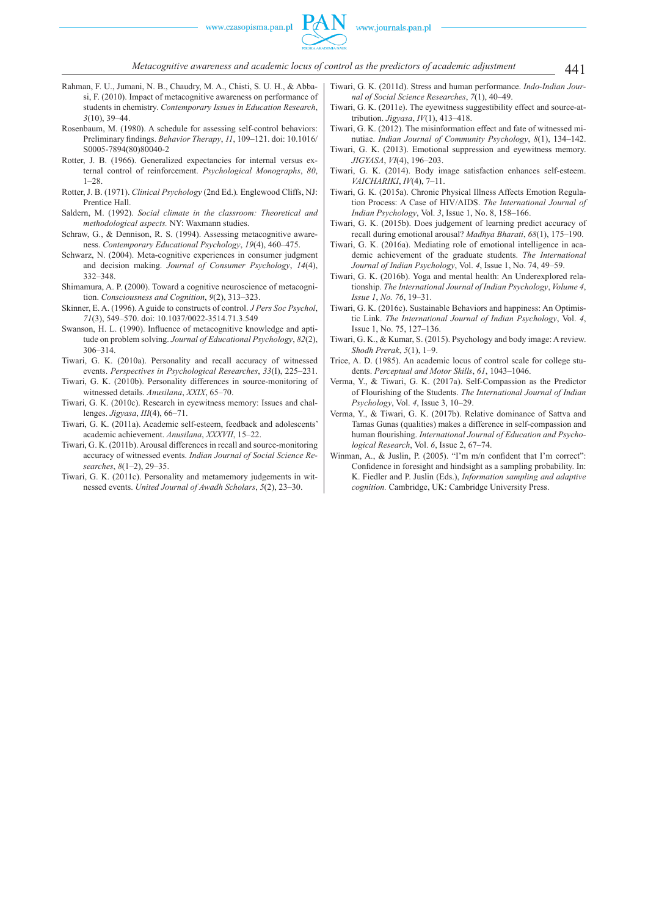Rahman, F. U., Jumani, N. B., Chaudry, M. A., Chisti, S. U. H., & Abbasi, F. (2010). Impact of metacognitive awareness on performance of students in chemistry. *Contemporary Issues in Education Research*, *3*(10), 39–44.

Rosenbaum, M. (1980). A schedule for assessing self-control behaviors: Preliminary findings. *Behavior Therapy*, *11*, 109–121. doi: 10.1016/S0005-7894(80)80040-2

Rotter, J. B. (1966). Generalized expectancies for internal versus external control of reinforcement. *Psychological Monographs*, *80*, 1–28.

Rotter, J. B. (1971). *Clinical Psychology* (2nd Ed.). Englewood Cliffs, NJ: Prentice Hall.

Saldern, M. (1992). *Social climate in the classroom: Theoretical and methodological aspects.* NY: Waxmann studies.

Schraw, G., & Dennison, R. S. (1994). Assessing metacognitive awareness. *Contemporary Educational Psychology*, *19*(4), 460–475.

Schwarz, N. (2004). Meta-cognitive experiences in consumer judgment and decision making. *Journal of Consumer Psychology*, *14*(4), 332–348.

Shimamura, A. P. (2000). Toward a cognitive neuroscience of metacognition. *Consciousness and Cognition*, *9*(2), 313–323.

Skinner, E. A. (1996). A guide to constructs of control. *J Pers Soc Psychol*, *71*(3), 549–570. doi: 10.1037/0022-3514.71.3.549

Swanson, H. L. (1990). Influence of metacognitive knowledge and aptitude on problem solving. *Journal of Educational Psychology*, *82*(2), 306–314.

Tiwari, G. K. (2010a). Personality and recall accuracy of witnessed events. *Perspectives in Psychological Researches*, *33*(I), 225–231.

Tiwari, G. K. (2010b). Personality differences in source-monitoring of witnessed details. *Anusilana*, *XXIX*, 65–70.

Tiwari, G. K. (2010c). Research in eyewitness memory: Issues and challenges. *Jigyasa*, *III*(4), 66–71.

Tiwari, G. K. (2011a). Academic self-esteem, feedback and adolescents' academic achievement. *Anusilana*, *XXXVII*, 15–22.

Tiwari, G. K. (2011b). Arousal differences in recall and source-monitoring accuracy of witnessed events. *Indian Journal of Social Science Researches*, *8*(1–2), 29–35.

Tiwari, G. K. (2011c). Personality and metamemory judgements in witnessed events. *United Journal of Awadh Scholars*, *5*(2), 23–30.

Tiwari, G. K. (2011d). Stress and human performance. *Indo-Indian Journal of Social Science Researches*, *7*(1), 40–49.

Tiwari, G. K. (2011e). The eyewitness suggestibility effect and source-attribution. *Jigyasa*, *IV*(1), 413–418.

Tiwari, G. K. (2012). The misinformation effect and fate of witnessed minutiae. *Indian Journal of Community Psychology*, *8*(1), 134–142.

Tiwari, G. K. (2013). Emotional suppression and eyewitness memory. *JIGYASA*, *VI*(4), 196–203.

Tiwari, G. K. (2014). Body image satisfaction enhances self-esteem. *VAICHARIKI*, *IV*(4), 7–11.

Tiwari, G. K. (2015a). Chronic Physical Illness Affects Emotion Regulation Process: A Case of HIV/AIDS. *The International Journal of Indian Psychology*, Vol. *3*, Issue 1, No. 8, 158–166.

Tiwari, G. K. (2015b). Does judgement of learning predict accuracy of recall during emotional arousal? *Madhya Bharati*, *68*(1), 175–190.

Tiwari, G. K. (2016a). Mediating role of emotional intelligence in academic achievement of the graduate students. *The International Journal of Indian Psychology*, Vol. *4*, Issue 1, No. 74, 49–59.

Tiwari, G. K. (2016b). Yoga and mental health: An Underexplored relationship. *The International Journal of Indian Psychology*, *Volume 4*, *Issue 1*, *No. 76*, 19–31.

Tiwari, G. K. (2016c). Sustainable Behaviors and happiness: An Optimistic Link. *The International Journal of Indian Psychology*, Vol. *4*, Issue 1, No. 75, 127–136.

Tiwari, G. K., & Kumar, S. (2015). Psychology and body image: A review. *Shodh Prerak*, *5*(1), 1–9.

Trice, A. D. (1985). An academic locus of control scale for college students. *Perceptual and Motor Skills*, *61*, 1043–1046.

Verma, Y., & Tiwari, G. K. (2017a). Self-Compassion as the Predictor of Flourishing of the Students. *The International Journal of Indian Psychology*, Vol. *4*, Issue 3, 10–29.

Verma, Y., & Tiwari, G. K. (2017b). Relative dominance of Sattva and Tamas Gunas (qualities) makes a difference in self-compassion and human flourishing. *International Journal of Education and Psychological Research*, Vol. *6*, Issue 2, 67–74.

Winman, A., & Juslin, P. (2005). "I'm m/n confident that I'm correct": Confidence in foresight and hindsight as a sampling probability. In: K. Fiedler and P. Juslin (Eds.), *Information sampling and adaptive cognition.* Cambridge, UK: Cambridge University Press.